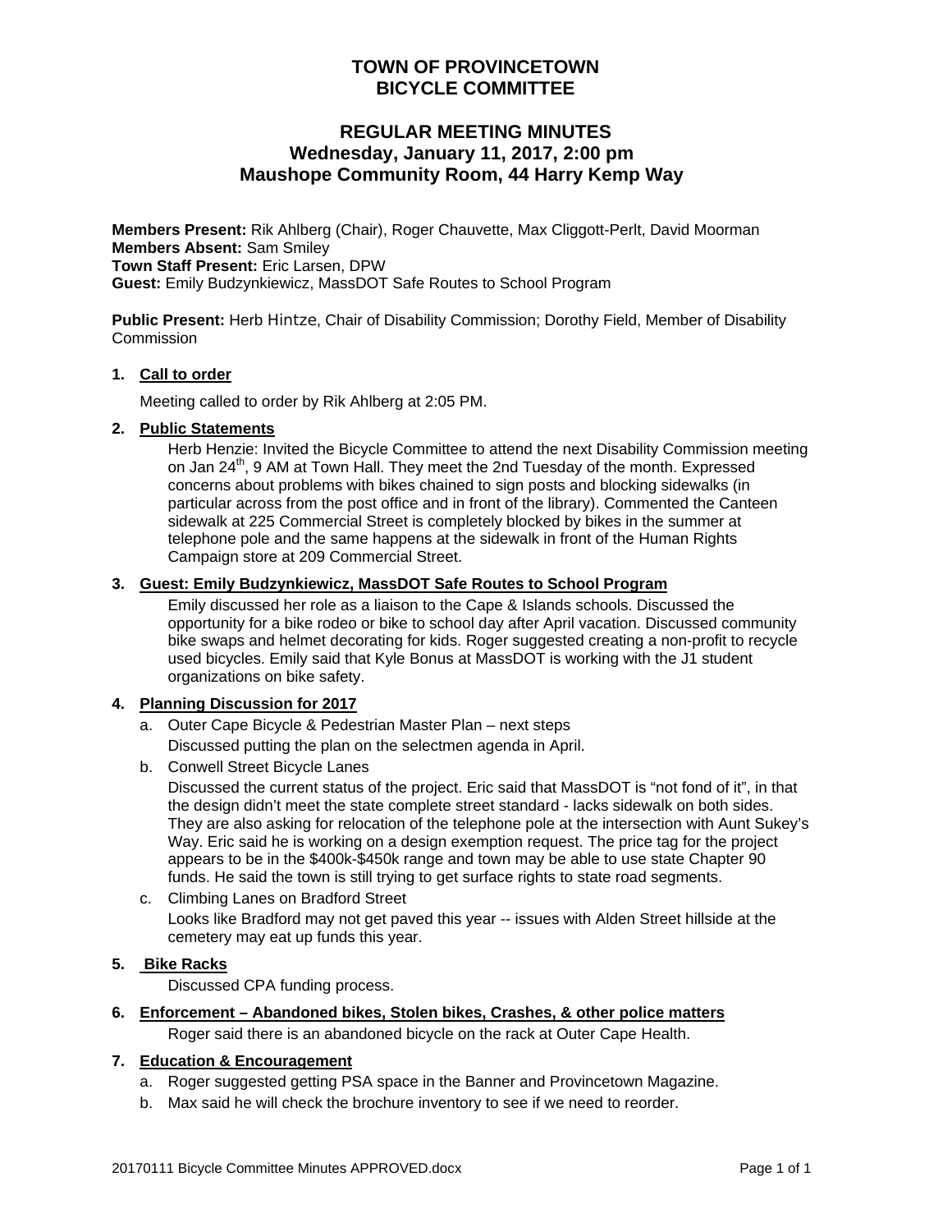# TOWN OF PROVINCETOWN
# BICYCLE COMMITTEE

## REGULAR MEETING MINUTES
## Wednesday, January 11, 2017, 2:00 pm
## Maushope Community Room, 44 Harry Kemp Way

**Members Present:** Rik Ahlberg (Chair), Roger Chauvette, Max Cliggott-Perlt, David Moorman
**Members Absent:** Sam Smiley
**Town Staff Present:** Eric Larsen, DPW
**Guest:** Emily Budzynkiewicz, MassDOT Safe Routes to School Program

**Public Present:** Herb Hintze, Chair of Disability Commission; Dorothy Field, Member of Disability Commission

1. **Call to order**

   Meeting called to order by Rik Ahlberg at 2:05 PM.

2. **Public Statements**

   Herb Henzie: Invited the Bicycle Committee to attend the next Disability Commission meeting on Jan 24th, 9 AM at Town Hall. They meet the 2nd Tuesday of the month. Expressed concerns about problems with bikes chained to sign posts and blocking sidewalks (in particular across from the post office and in front of the library). Commented the Canteen sidewalk at 225 Commercial Street is completely blocked by bikes in the summer at telephone pole and the same happens at the sidewalk in front of the Human Rights Campaign store at 209 Commercial Street.

3. **Guest: Emily Budzynkiewicz, MassDOT Safe Routes to School Program**

   Emily discussed her role as a liaison to the Cape & Islands schools. Discussed the opportunity for a bike rodeo or bike to school day after April vacation. Discussed community bike swaps and helmet decorating for kids. Roger suggested creating a non-profit to recycle used bicycles. Emily said that Kyle Bonus at MassDOT is working with the J1 student organizations on bike safety.

4. **Planning Discussion for 2017**

   a. Outer Cape Bicycle & Pedestrian Master Plan – next steps
      Discussed putting the plan on the selectmen agenda in April.

   b. Conwell Street Bicycle Lanes
      Discussed the current status of the project. Eric said that MassDOT is "not fond of it", in that the design didn't meet the state complete street standard - lacks sidewalk on both sides. They are also asking for relocation of the telephone pole at the intersection with Aunt Sukey's Way. Eric said he is working on a design exemption request. The price tag for the project appears to be in the $400k-$450k range and town may be able to use state Chapter 90 funds. He said the town is still trying to get surface rights to state road segments.

   c. Climbing Lanes on Bradford Street
      Looks like Bradford may not get paved this year -- issues with Alden Street hillside at the cemetery may eat up funds this year.

5. **Bike Racks**

   Discussed CPA funding process.

6. **Enforcement – Abandoned bikes, Stolen bikes, Crashes, & other police matters**

   Roger said there is an abandoned bicycle on the rack at Outer Cape Health.

7. **Education & Encouragement**

   a. Roger suggested getting PSA space in the Banner and Provincetown Magazine.
   b. Max said he will check the brochure inventory to see if we need to reorder.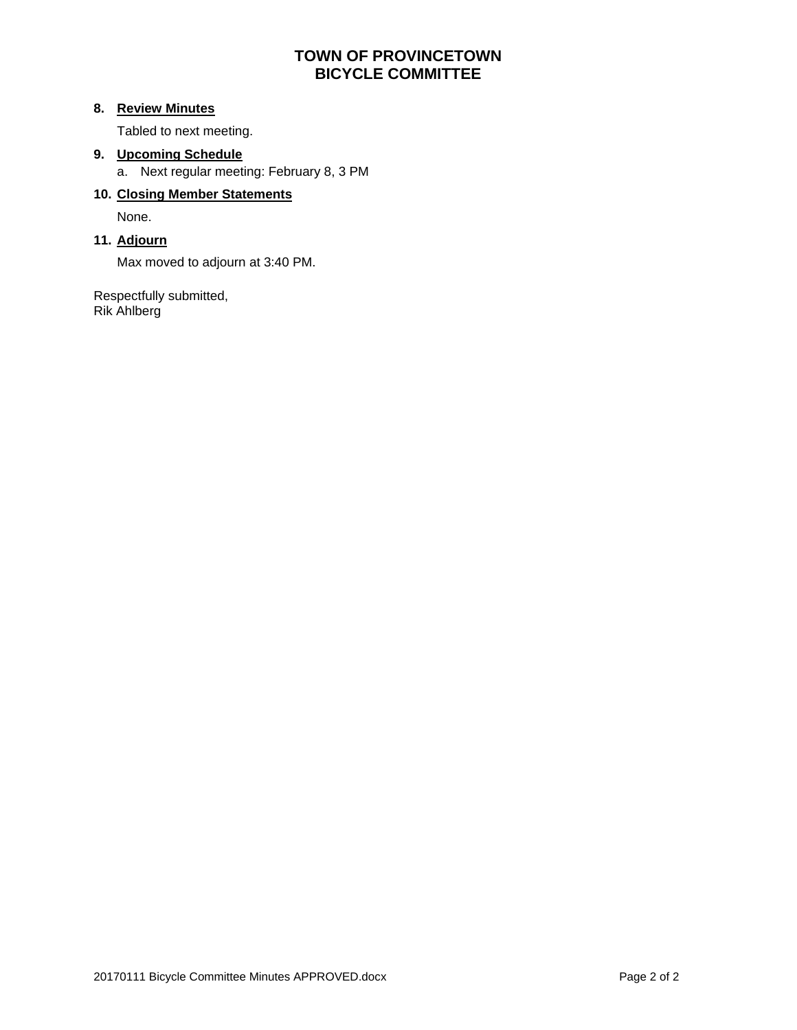8. **Review Minutes**

   Tabled to next meeting.

9. **Upcoming Schedule**

   a. Next regular meeting: February 8, 3 PM

10. **Closing Member Statements**

    None.

11. **Adjourn**

    Max moved to adjourn at 3:40 PM.

Respectfully submitted,
Rik Ahlberg